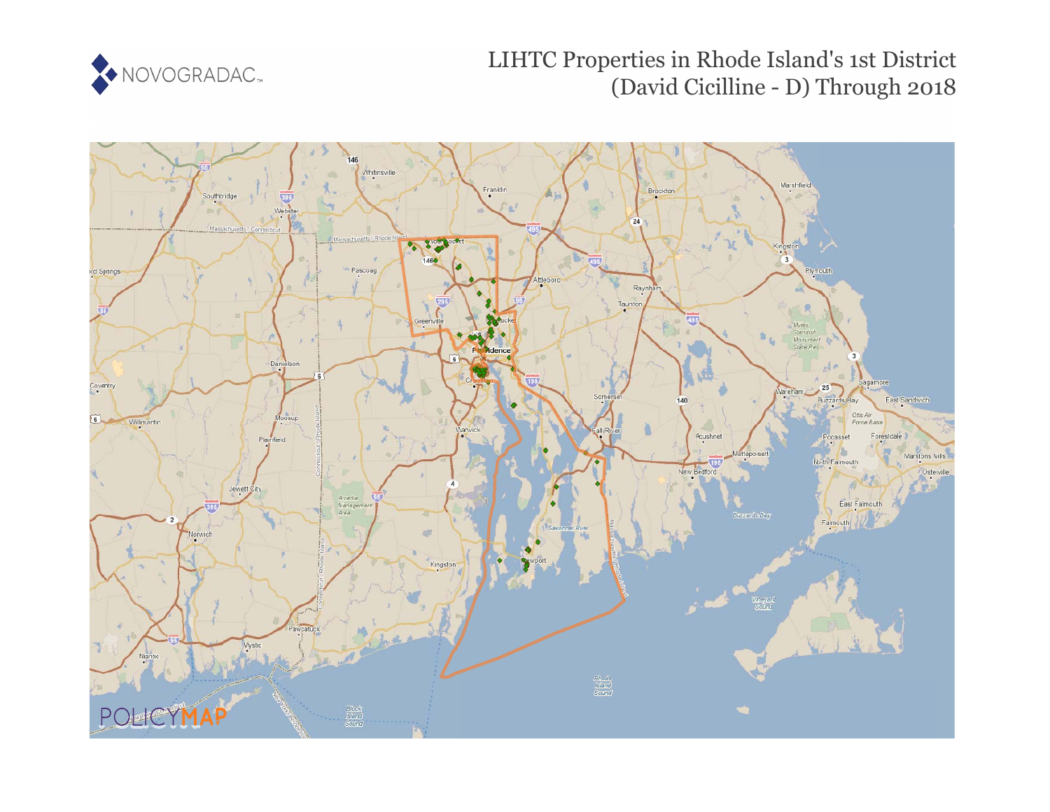# LIHTC Properties in Rhode Island's 1st District (David Cicilline - D) Through 2018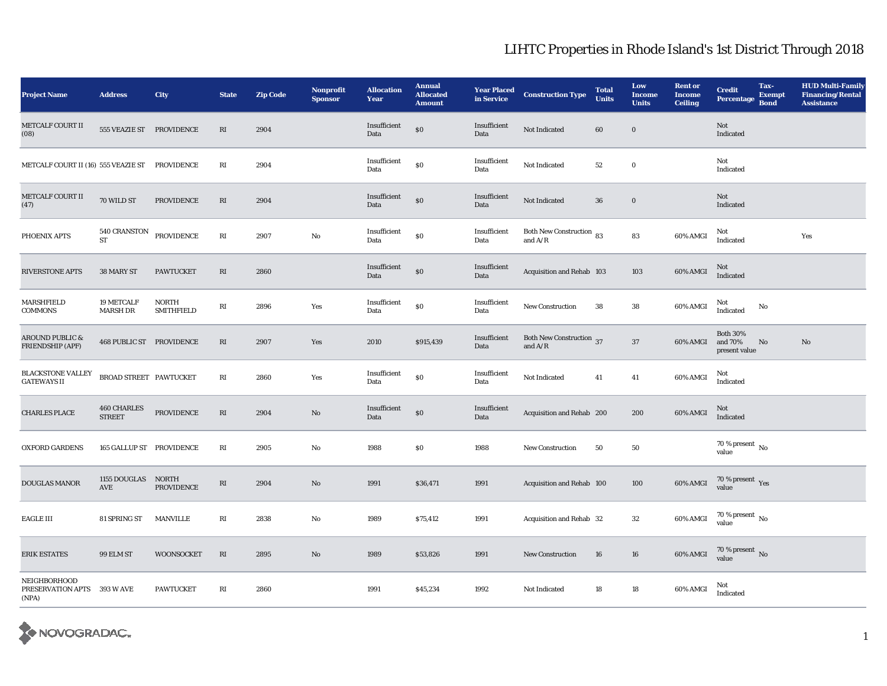# LIHTC Properties in Rhode Island's 1st District Through 2018

| Project Name | Address | City | State | Zip Code | Nonprofit Sponsor | Allocation Year | Annual Allocated Amount | Year Placed in Service | Construction Type | Total Units | Low Income Units | Rent or Income Ceiling | Credit Percentage | Tax-Exempt Bond | HUD Multi-Family Financing/Rental Assistance |
|---|---|---|---|---|---|---|---|---|---|---|---|---|---|---|---|
| METCALF COURT II (08) | 555 VEAZIE ST | PROVIDENCE | RI | 2904 | | Insufficient Data | $0 | Insufficient Data | Not Indicated | 60 | 0 | | Not Indicated | | |
| METCALF COURT II (16) | 555 VEAZIE ST | PROVIDENCE | RI | 2904 | | Insufficient Data | $0 | Insufficient Data | Not Indicated | 52 | 0 | | Not Indicated | | |
| METCALF COURT II (47) | 70 WILD ST | PROVIDENCE | RI | 2904 | | Insufficient Data | $0 | Insufficient Data | Not Indicated | 36 | 0 | | Not Indicated | | |
| PHOENIX APTS | 540 CRANSTON ST | PROVIDENCE | RI | 2907 | No | Insufficient Data | $0 | Insufficient Data | Both New Construction and A/R | 83 | 83 | 60% AMGI | Not Indicated | | Yes |
| RIVERSTONE APTS | 38 MARY ST | PAWTUCKET | RI | 2860 | | Insufficient Data | $0 | Insufficient Data | Acquisition and Rehab | 103 | 103 | 60% AMGI | Not Indicated | | |
| MARSHFIELD COMMONS | 19 METCALF MARSH DR | NORTH SMITHFIELD | RI | 2896 | Yes | Insufficient Data | $0 | Insufficient Data | New Construction | 38 | 38 | 60% AMGI | Not Indicated | No | |
| AROUND PUBLIC & FRIENDSHIP (APF) | 468 PUBLIC ST | PROVIDENCE | RI | 2907 | Yes | 2010 | $915,439 | Insufficient Data | Both New Construction and A/R | 37 | 37 | 60% AMGI | Both 30% and 70% present value | No | No |
| BLACKSTONE VALLEY GATEWAYS II | BROAD STREET | PAWTUCKET | RI | 2860 | Yes | Insufficient Data | $0 | Insufficient Data | Not Indicated | 41 | 41 | 60% AMGI | Not Indicated | | |
| CHARLES PLACE | 460 CHARLES STREET | PROVIDENCE | RI | 2904 | No | Insufficient Data | $0 | Insufficient Data | Acquisition and Rehab | 200 | 200 | 60% AMGI | Not Indicated | | |
| OXFORD GARDENS | 165 GALLUP ST | PROVIDENCE | RI | 2905 | No | 1988 | $0 | 1988 | New Construction | 50 | 50 | | 70 % present value | No | |
| DOUGLAS MANOR | 1155 DOUGLAS AVE | NORTH PROVIDENCE | RI | 2904 | No | 1991 | $36,471 | 1991 | Acquisition and Rehab | 100 | 100 | 60% AMGI | 70 % present value | Yes | |
| EAGLE III | 81 SPRING ST | MANVILLE | RI | 2838 | No | 1989 | $75,412 | 1991 | Acquisition and Rehab | 32 | 32 | 60% AMGI | 70 % present value | No | |
| ERIK ESTATES | 99 ELM ST | WOONSOCKET | RI | 2895 | No | 1989 | $53,826 | 1991 | New Construction | 16 | 16 | 60% AMGI | 70 % present value | No | |
| NEIGHBORHOOD PRESERVATION APTS (NPA) | 393 W AVE | PAWTUCKET | RI | 2860 | | 1991 | $45,234 | 1992 | Not Indicated | 18 | 18 | 60% AMGI | Not Indicated | | |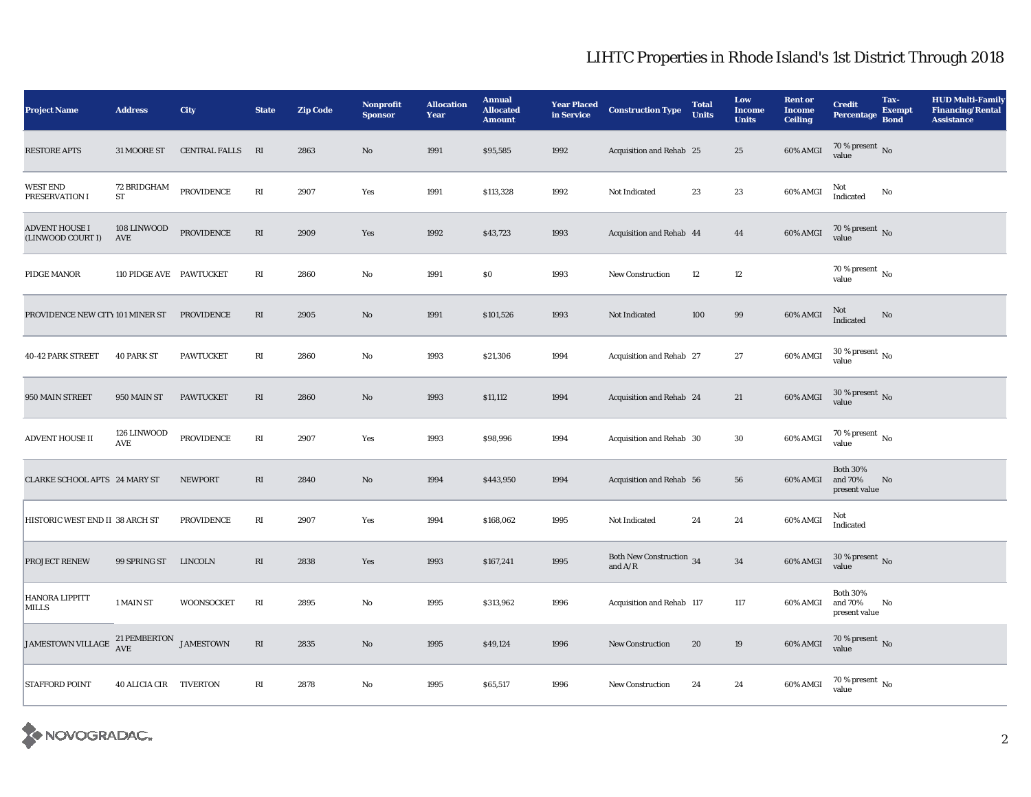# LIHTC Properties in Rhode Island's 1st District Through 2018

| Project Name | Address | City | State | Zip Code | Nonprofit Sponsor | Allocation Year | Annual Allocated Amount | Year Placed in Service | Construction Type | Total Units | Low Income Units | Rent or Income Ceiling | Credit Percentage | Tax-Exempt Bond | HUD Multi-Family Financing/Rental Assistance |
|---|---|---|---|---|---|---|---|---|---|---|---|---|---|---|---|
| RESTORE APTS | 31 MOORE ST | CENTRAL FALLS | RI | 2863 | No | 1991 | $95,585 | 1992 | Acquisition and Rehab | 25 | 25 | 60% AMGI | 70 % present value | No | |
| WEST END PRESERVATION I | 72 BRIDGHAM ST | PROVIDENCE | RI | 2907 | Yes | 1991 | $113,328 | 1992 | Not Indicated | 23 | 23 | 60% AMGI | Not Indicated | No | |
| ADVENT HOUSE I (LINWOOD COURT I) | 108 LINWOOD AVE | PROVIDENCE | RI | 2909 | Yes | 1992 | $43,723 | 1993 | Acquisition and Rehab | 44 | 44 | 60% AMGI | 70 % present value | No | |
| PIDGE MANOR | 110 PIDGE AVE | PAWTUCKET | RI | 2860 | No | 1991 | $0 | 1993 | New Construction | 12 | 12 | | 70 % present value | No | |
| PROVIDENCE NEW CITY | 101 MINER ST | PROVIDENCE | RI | 2905 | No | 1991 | $101,526 | 1993 | Not Indicated | 100 | 99 | 60% AMGI | Not Indicated | No | |
| 40-42 PARK STREET | 40 PARK ST | PAWTUCKET | RI | 2860 | No | 1993 | $21,306 | 1994 | Acquisition and Rehab | 27 | 27 | 60% AMGI | 30 % present value | No | |
| 950 MAIN STREET | 950 MAIN ST | PAWTUCKET | RI | 2860 | No | 1993 | $11,112 | 1994 | Acquisition and Rehab | 24 | 21 | 60% AMGI | 30 % present value | No | |
| ADVENT HOUSE II | 126 LINWOOD AVE | PROVIDENCE | RI | 2907 | Yes | 1993 | $98,996 | 1994 | Acquisition and Rehab | 30 | 30 | 60% AMGI | 70 % present value | No | |
| CLARKE SCHOOL APTS | 24 MARY ST | NEWPORT | RI | 2840 | No | 1994 | $443,950 | 1994 | Acquisition and Rehab | 56 | 56 | 60% AMGI | Both 30% and 70% present value | No | |
| HISTORIC WEST END II | 38 ARCH ST | PROVIDENCE | RI | 2907 | Yes | 1994 | $168,062 | 1995 | Not Indicated | 24 | 24 | 60% AMGI | Not Indicated | | |
| PROJECT RENEW | 99 SPRING ST | LINCOLN | RI | 2838 | Yes | 1993 | $167,241 | 1995 | Both New Construction and A/R | 34 | 34 | 60% AMGI | 30 % present value | No | |
| HANORA LIPPITT MILLS | 1 MAIN ST | WOONSOCKET | RI | 2895 | No | 1995 | $313,962 | 1996 | Acquisition and Rehab | 117 | 117 | 60% AMGI | Both 30% and 70% present value | No | |
| JAMESTOWN VILLAGE | 21 PEMBERTON AVE | JAMESTOWN | RI | 2835 | No | 1995 | $49,124 | 1996 | New Construction | 20 | 19 | 60% AMGI | 70 % present value | No | |
| STAFFORD POINT | 40 ALICIA CIR | TIVERTON | RI | 2878 | No | 1995 | $65,517 | 1996 | New Construction | 24 | 24 | 60% AMGI | 70 % present value | No | |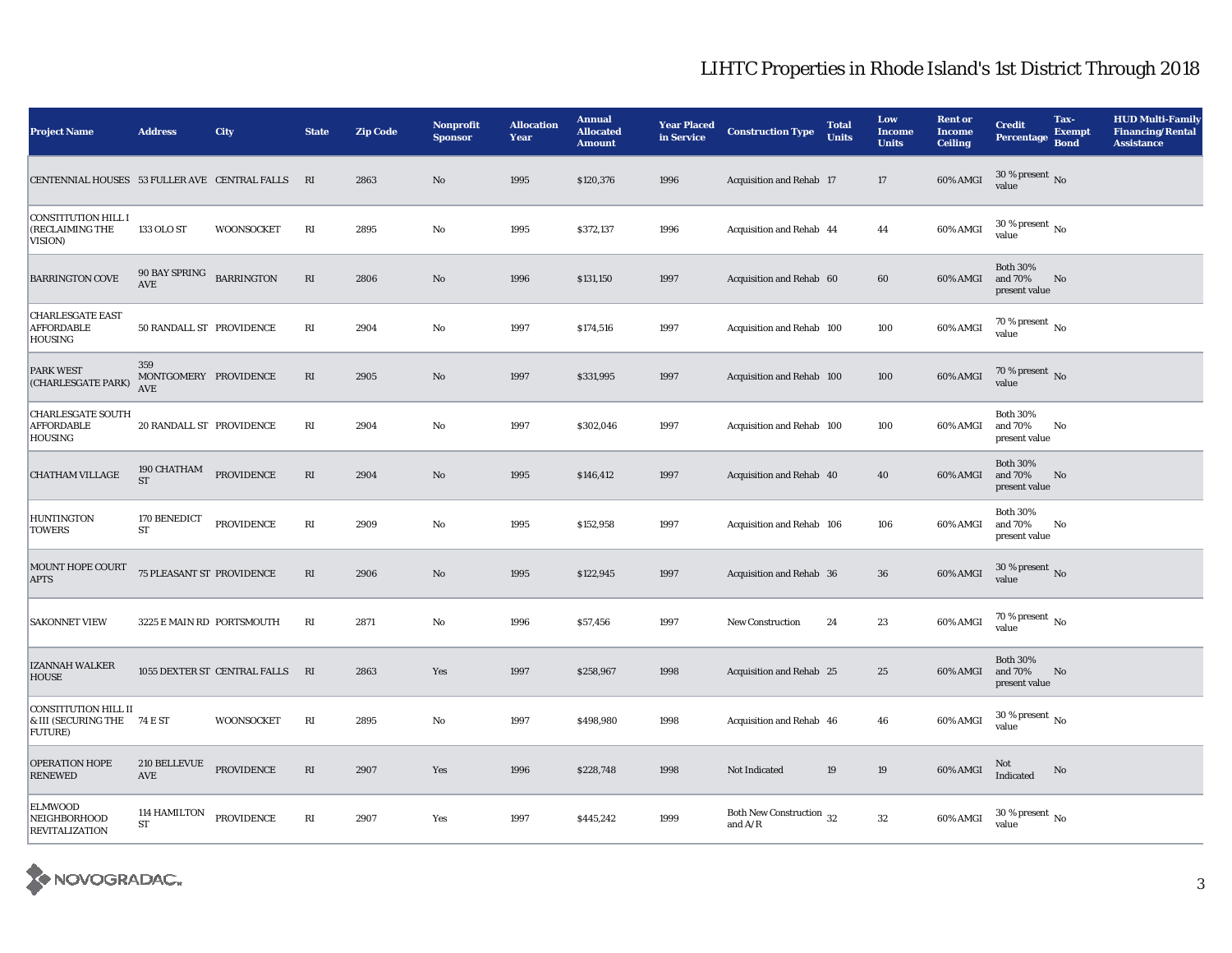# LIHTC Properties in Rhode Island's 1st District Through 2018

| Project Name | Address | City | State | Zip Code | Nonprofit Sponsor | Allocation Year | Annual Allocated Amount | Year Placed in Service | Construction Type | Total Units | Low Income Units | Rent or Income Ceiling | Credit Percentage | Tax-Exempt Bond | HUD Multi-Family Financing/Rental Assistance |
|---|---|---|---|---|---|---|---|---|---|---|---|---|---|---|---|
| CENTENNIAL HOUSES | 53 FULLER AVE | CENTRAL FALLS | RI | 2863 | No | 1995 | $120,376 | 1996 | Acquisition and Rehab | 17 | 17 | 60% AMGI | 30 % present value | No | |
| CONSTITUTION HILL I (RECLAIMING THE VISION) | 133 OLO ST | WOONSOCKET | RI | 2895 | No | 1995 | $372,137 | 1996 | Acquisition and Rehab | 44 | 44 | 60% AMGI | 30 % present value | No | |
| BARRINGTON COVE | 90 BAY SPRING AVE | BARRINGTON | RI | 2806 | No | 1996 | $131,150 | 1997 | Acquisition and Rehab | 60 | 60 | 60% AMGI | Both 30% and 70% present value | No | |
| CHARLESGATE EAST AFFORDABLE HOUSING | 50 RANDALL ST | PROVIDENCE | RI | 2904 | No | 1997 | $174,516 | 1997 | Acquisition and Rehab | 100 | 100 | 60% AMGI | 70 % present value | No | |
| PARK WEST (CHARLESGATE PARK) | 359 MONTGOMERY AVE | PROVIDENCE | RI | 2905 | No | 1997 | $331,995 | 1997 | Acquisition and Rehab | 100 | 100 | 60% AMGI | 70 % present value | No | |
| CHARLESGATE SOUTH AFFORDABLE HOUSING | 20 RANDALL ST | PROVIDENCE | RI | 2904 | No | 1997 | $302,046 | 1997 | Acquisition and Rehab | 100 | 100 | 60% AMGI | Both 30% and 70% present value | No | |
| CHATHAM VILLAGE | 190 CHATHAM ST | PROVIDENCE | RI | 2904 | No | 1995 | $146,412 | 1997 | Acquisition and Rehab | 40 | 40 | 60% AMGI | Both 30% and 70% present value | No | |
| HUNTINGTON TOWERS | 170 BENEDICT ST | PROVIDENCE | RI | 2909 | No | 1995 | $152,958 | 1997 | Acquisition and Rehab | 106 | 106 | 60% AMGI | Both 30% and 70% present value | No | |
| MOUNT HOPE COURT APTS | 75 PLEASANT ST | PROVIDENCE | RI | 2906 | No | 1995 | $122,945 | 1997 | Acquisition and Rehab | 36 | 36 | 60% AMGI | 30 % present value | No | |
| SAKONNET VIEW | 3225 E MAIN RD | PORTSMOUTH | RI | 2871 | No | 1996 | $57,456 | 1997 | New Construction | 24 | 23 | 60% AMGI | 70 % present value | No | |
| IZANNAH WALKER HOUSE | 1055 DEXTER ST | CENTRAL FALLS | RI | 2863 | Yes | 1997 | $258,967 | 1998 | Acquisition and Rehab | 25 | 25 | 60% AMGI | Both 30% and 70% present value | No | |
| CONSTITUTION HILL II & III (SECURING THE FUTURE) | 74 E ST | WOONSOCKET | RI | 2895 | No | 1997 | $498,980 | 1998 | Acquisition and Rehab | 46 | 46 | 60% AMGI | 30 % present value | No | |
| OPERATION HOPE RENEWED | 210 BELLEVUE AVE | PROVIDENCE | RI | 2907 | Yes | 1996 | $228,748 | 1998 | Not Indicated | 19 | 19 | 60% AMGI | Not Indicated | No | |
| ELMWOOD NEIGHBORHOOD REVITALIZATION | 114 HAMILTON ST | PROVIDENCE | RI | 2907 | Yes | 1997 | $445,242 | 1999 | Both New Construction and A/R | 32 | 32 | 60% AMGI | 30 % present value | No | |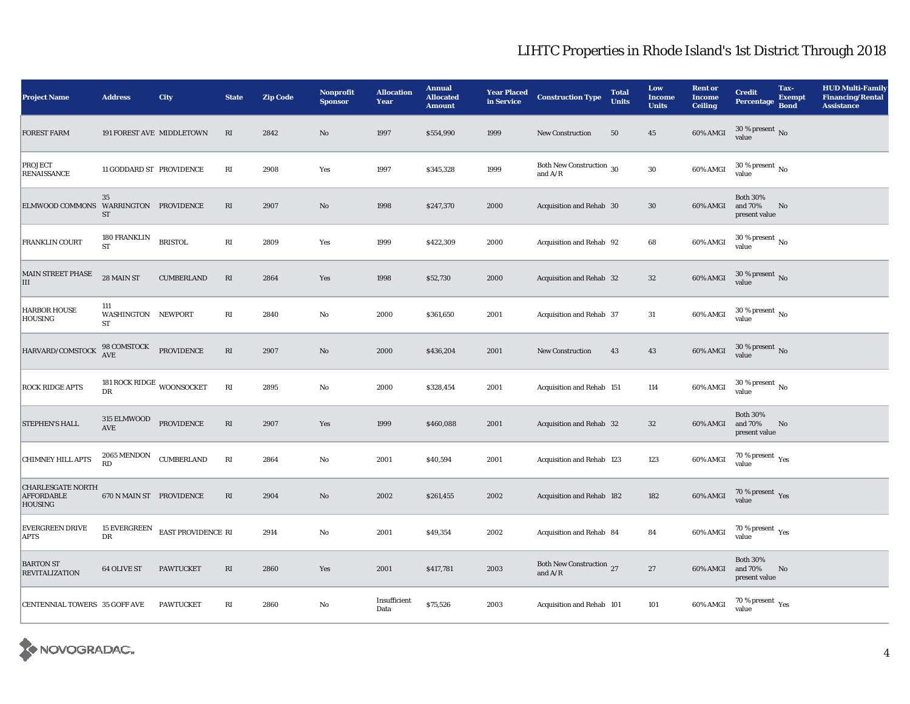## LIHTC Properties in Rhode Island's 1st District Through 2018

| Project Name | Address | City | State | Zip Code | Nonprofit Sponsor | Allocation Year | Annual Allocated Amount | Year Placed in Service | Construction Type | Total Units | Low Income Units | Rent or Income Ceiling | Credit Percentage | Tax-Exempt Bond | HUD Multi-Family Financing/Rental Assistance |
|---|---|---|---|---|---|---|---|---|---|---|---|---|---|---|---|
| FOREST FARM | 191 FOREST AVE | MIDDLETOWN | RI | 2842 | No | 1997 | $554,990 | 1999 | New Construction | 50 | 45 | 60% AMGI | 30 % present value | No | |
| PROJECT RENAISSANCE | 11 GODDARD ST | PROVIDENCE | RI | 2908 | Yes | 1997 | $345,328 | 1999 | Both New Construction and A/R | 30 | 30 | 60% AMGI | 30 % present value | No | |
| ELMWOOD COMMONS | 35 WARRINGTON ST | PROVIDENCE | RI | 2907 | No | 1998 | $247,370 | 2000 | Acquisition and Rehab | 30 | 30 | 60% AMGI | Both 30% and 70% present value | No | |
| FRANKLIN COURT | 180 FRANKLIN ST | BRISTOL | RI | 2809 | Yes | 1999 | $422,309 | 2000 | Acquisition and Rehab | 92 | 68 | 60% AMGI | 30 % present value | No | |
| MAIN STREET PHASE III | 28 MAIN ST | CUMBERLAND | RI | 2864 | Yes | 1998 | $52,730 | 2000 | Acquisition and Rehab | 32 | 32 | 60% AMGI | 30 % present value | No | |
| HARBOR HOUSE HOUSING | 111 WASHINGTON ST | NEWPORT | RI | 2840 | No | 2000 | $361,650 | 2001 | Acquisition and Rehab | 37 | 31 | 60% AMGI | 30 % present value | No | |
| HARVARD/COMSTOCK | 98 COMSTOCK AVE | PROVIDENCE | RI | 2907 | No | 2000 | $436,204 | 2001 | New Construction | 43 | 43 | 60% AMGI | 30 % present value | No | |
| ROCK RIDGE APTS | 181 ROCK RIDGE DR | WOONSOCKET | RI | 2895 | No | 2000 | $328,454 | 2001 | Acquisition and Rehab | 151 | 114 | 60% AMGI | 30 % present value | No | |
| STEPHEN'S HALL | 315 ELMWOOD AVE | PROVIDENCE | RI | 2907 | Yes | 1999 | $460,088 | 2001 | Acquisition and Rehab | 32 | 32 | 60% AMGI | Both 30% and 70% present value | No | |
| CHIMNEY HILL APTS | 2065 MENDON RD | CUMBERLAND | RI | 2864 | No | 2001 | $40,594 | 2001 | Acquisition and Rehab | 123 | 123 | 60% AMGI | 70 % present value | Yes | |
| CHARLESGATE NORTH AFFORDABLE HOUSING | 670 N MAIN ST | PROVIDENCE | RI | 2904 | No | 2002 | $261,455 | 2002 | Acquisition and Rehab | 182 | 182 | 60% AMGI | 70 % present value | Yes | |
| EVERGREEN DRIVE APTS | 15 EVERGREEN DR | EAST PROVIDENCE | RI | 2914 | No | 2001 | $49,354 | 2002 | Acquisition and Rehab | 84 | 84 | 60% AMGI | 70 % present value | Yes | |
| BARTON ST REVITALIZATION | 64 OLIVE ST | PAWTUCKET | RI | 2860 | Yes | 2001 | $417,781 | 2003 | Both New Construction and A/R | 27 | 27 | 60% AMGI | Both 30% and 70% present value | No | |
| CENTENNIAL TOWERS | 35 GOFF AVE | PAWTUCKET | RI | 2860 | No | Insufficient Data | $75,526 | 2003 | Acquisition and Rehab | 101 | 101 | 60% AMGI | 70 % present value | Yes | |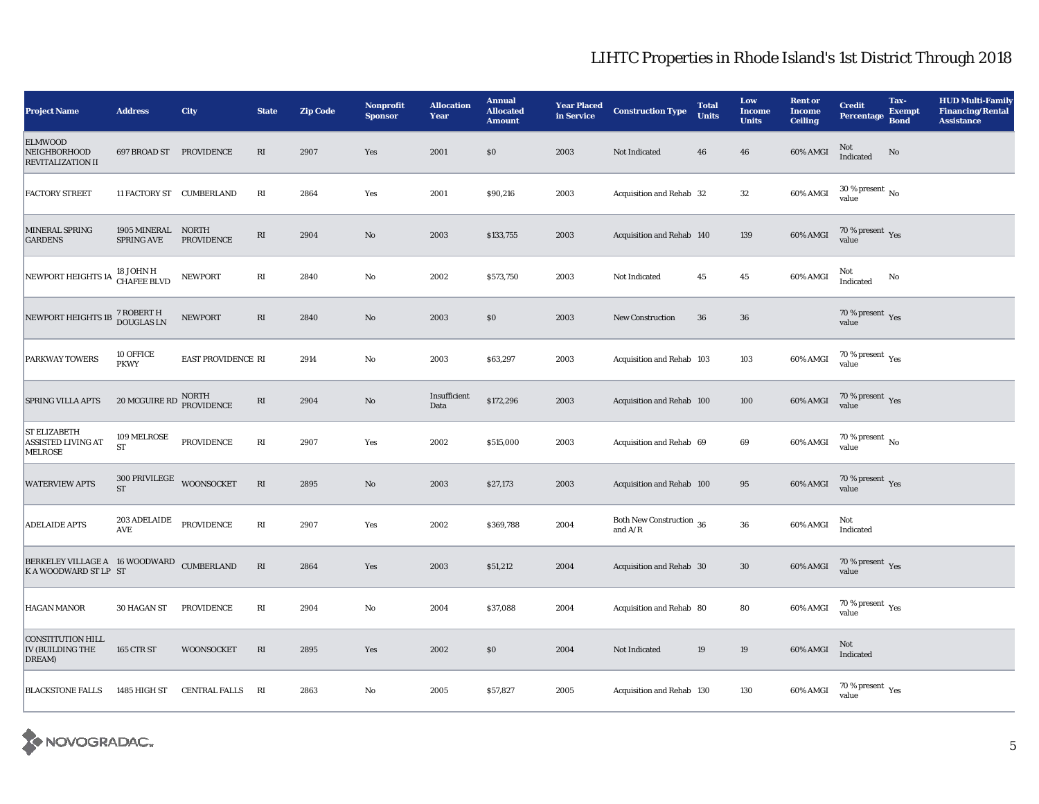# LIHTC Properties in Rhode Island's 1st District Through 2018

| Project Name | Address | City | State | Zip Code | Nonprofit Sponsor | Allocation Year | Annual Allocated Amount | Year Placed in Service | Construction Type | Total Units | Low Income Units | Rent or Income Ceiling | Credit Percentage | Tax-Exempt Bond | HUD Multi-Family Financing/Rental Assistance |
|---|---|---|---|---|---|---|---|---|---|---|---|---|---|---|---|
| ELMWOOD NEIGHBORHOOD REVITALIZATION II | 697 BROAD ST | PROVIDENCE | RI | 2907 | Yes | 2001 | $0 | 2003 | Not Indicated | 46 | 46 | 60% AMGI | Not Indicated | No | |
| FACTORY STREET | 11 FACTORY ST | CUMBERLAND | RI | 2864 | Yes | 2001 | $90,216 | 2003 | Acquisition and Rehab | 32 | 32 | 60% AMGI | 30 % present value | No | |
| MINERAL SPRING GARDENS | 1905 MINERAL SPRING AVE | NORTH PROVIDENCE | RI | 2904 | No | 2003 | $133,755 | 2003 | Acquisition and Rehab | 140 | 139 | 60% AMGI | 70 % present value | Yes | |
| NEWPORT HEIGHTS 1A | 18 JOHN H CHAFEE BLVD | NEWPORT | RI | 2840 | No | 2002 | $573,750 | 2003 | Not Indicated | 45 | 45 | 60% AMGI | Not Indicated | No | |
| NEWPORT HEIGHTS 1B | 7 ROBERT H DOUGLAS LN | NEWPORT | RI | 2840 | No | 2003 | $0 | 2003 | New Construction | 36 | 36 | | 70 % present value | Yes | |
| PARKWAY TOWERS | 10 OFFICE PKWY | EAST PROVIDENCE | RI | 2914 | No | 2003 | $63,297 | 2003 | Acquisition and Rehab | 103 | 103 | 60% AMGI | 70 % present value | Yes | |
| SPRING VILLA APTS | 20 MCGUIRE RD | NORTH PROVIDENCE | RI | 2904 | No | Insufficient Data | $172,296 | 2003 | Acquisition and Rehab | 100 | 100 | 60% AMGI | 70 % present value | Yes | |
| ST ELIZABETH ASSISTED LIVING AT MELROSE | 109 MELROSE ST | PROVIDENCE | RI | 2907 | Yes | 2002 | $515,000 | 2003 | Acquisition and Rehab | 69 | 69 | 60% AMGI | 70 % present value | No | |
| WATERVIEW APTS | 300 PRIVILEGE ST | WOONSOCKET | RI | 2895 | No | 2003 | $27,173 | 2003 | Acquisition and Rehab | 100 | 95 | 60% AMGI | 70 % present value | Yes | |
| ADELAIDE APTS | 203 ADELAIDE AVE | PROVIDENCE | RI | 2907 | Yes | 2002 | $369,788 | 2004 | Both New Construction and A/R | 36 | 36 | 60% AMGI | Not Indicated | | |
| BERKELEY VILLAGE A K A WOODWARD ST LP | 16 WOODWARD ST | CUMBERLAND | RI | 2864 | Yes | 2003 | $51,212 | 2004 | Acquisition and Rehab | 30 | 30 | 60% AMGI | 70 % present value | Yes | |
| HAGAN MANOR | 30 HAGAN ST | PROVIDENCE | RI | 2904 | No | 2004 | $37,088 | 2004 | Acquisition and Rehab | 80 | 80 | 60% AMGI | 70 % present value | Yes | |
| CONSTITUTION HILL IV (BUILDING THE DREAM) | 165 CTR ST | WOONSOCKET | RI | 2895 | Yes | 2002 | $0 | 2004 | Not Indicated | 19 | 19 | 60% AMGI | Not Indicated | | |
| BLACKSTONE FALLS | 1485 HIGH ST | CENTRAL FALLS | RI | 2863 | No | 2005 | $57,827 | 2005 | Acquisition and Rehab | 130 | 130 | 60% AMGI | 70 % present value | Yes | |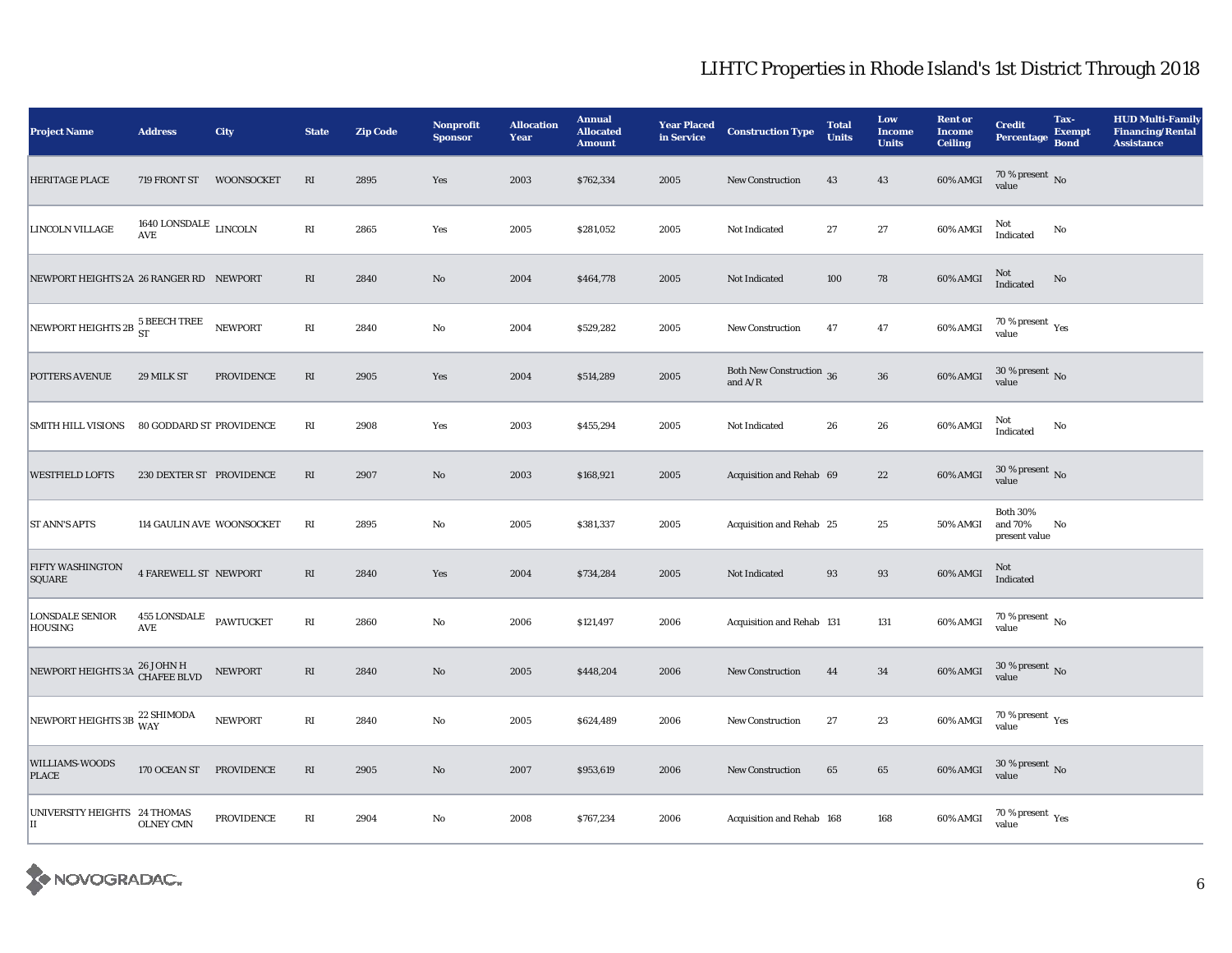# LIHTC Properties in Rhode Island's 1st District Through 2018

| Project Name | Address | City | State | Zip Code | Nonprofit Sponsor | Allocation Year | Annual Allocated Amount | Year Placed in Service | Construction Type | Total Units | Low Income Units | Rent or Income Ceiling | Credit Percentage | Tax-Exempt Bond | HUD Multi-Family Financing/Rental Assistance |
|---|---|---|---|---|---|---|---|---|---|---|---|---|---|---|---|
| HERITAGE PLACE | 719 FRONT ST | WOONSOCKET | RI | 2895 | Yes | 2003 | $762,334 | 2005 | New Construction | 43 | 43 | 60% AMGI | 70 % present value | No | |
| LINCOLN VILLAGE | 1640 LONSDALE AVE | LINCOLN | RI | 2865 | Yes | 2005 | $281,052 | 2005 | Not Indicated | 27 | 27 | 60% AMGI | Not Indicated | No | |
| NEWPORT HEIGHTS 2A | 26 RANGER RD | NEWPORT | RI | 2840 | No | 2004 | $464,778 | 2005 | Not Indicated | 100 | 78 | 60% AMGI | Not Indicated | No | |
| NEWPORT HEIGHTS 2B | 5 BEECH TREE ST | NEWPORT | RI | 2840 | No | 2004 | $529,282 | 2005 | New Construction | 47 | 47 | 60% AMGI | 70 % present value | Yes | |
| POTTERS AVENUE | 29 MILK ST | PROVIDENCE | RI | 2905 | Yes | 2004 | $514,289 | 2005 | Both New Construction and A/R | 36 | 36 | 60% AMGI | 30 % present value | No | |
| SMITH HILL VISIONS | 80 GODDARD ST | PROVIDENCE | RI | 2908 | Yes | 2003 | $455,294 | 2005 | Not Indicated | 26 | 26 | 60% AMGI | Not Indicated | No | |
| WESTFIELD LOFTS | 230 DEXTER ST | PROVIDENCE | RI | 2907 | No | 2003 | $168,921 | 2005 | Acquisition and Rehab | 69 | 22 | 60% AMGI | 30 % present value | No | |
| ST ANN'S APTS | 114 GAULIN AVE | WOONSOCKET | RI | 2895 | No | 2005 | $381,337 | 2005 | Acquisition and Rehab | 25 | 25 | 50% AMGI | Both 30% and 70% present value | No | |
| FIFTY WASHINGTON SQUARE | 4 FAREWELL ST | NEWPORT | RI | 2840 | Yes | 2004 | $734,284 | 2005 | Not Indicated | 93 | 93 | 60% AMGI | Not Indicated | | |
| LONSDALE SENIOR HOUSING | 455 LONSDALE AVE | PAWTUCKET | RI | 2860 | No | 2006 | $121,497 | 2006 | Acquisition and Rehab | 131 | 131 | 60% AMGI | 70 % present value | No | |
| NEWPORT HEIGHTS 3A | 26 JOHN H CHAFEE BLVD | NEWPORT | RI | 2840 | No | 2005 | $448,204 | 2006 | New Construction | 44 | 34 | 60% AMGI | 30 % present value | No | |
| NEWPORT HEIGHTS 3B | 22 SHIMODA WAY | NEWPORT | RI | 2840 | No | 2005 | $624,489 | 2006 | New Construction | 27 | 23 | 60% AMGI | 70 % present value | Yes | |
| WILLIAMS-WOODS PLACE | 170 OCEAN ST | PROVIDENCE | RI | 2905 | No | 2007 | $953,619 | 2006 | New Construction | 65 | 65 | 60% AMGI | 30 % present value | No | |
| UNIVERSITY HEIGHTS II | 24 THOMAS OLNEY CMN | PROVIDENCE | RI | 2904 | No | 2008 | $767,234 | 2006 | Acquisition and Rehab | 168 | 168 | 60% AMGI | 70 % present value | Yes | |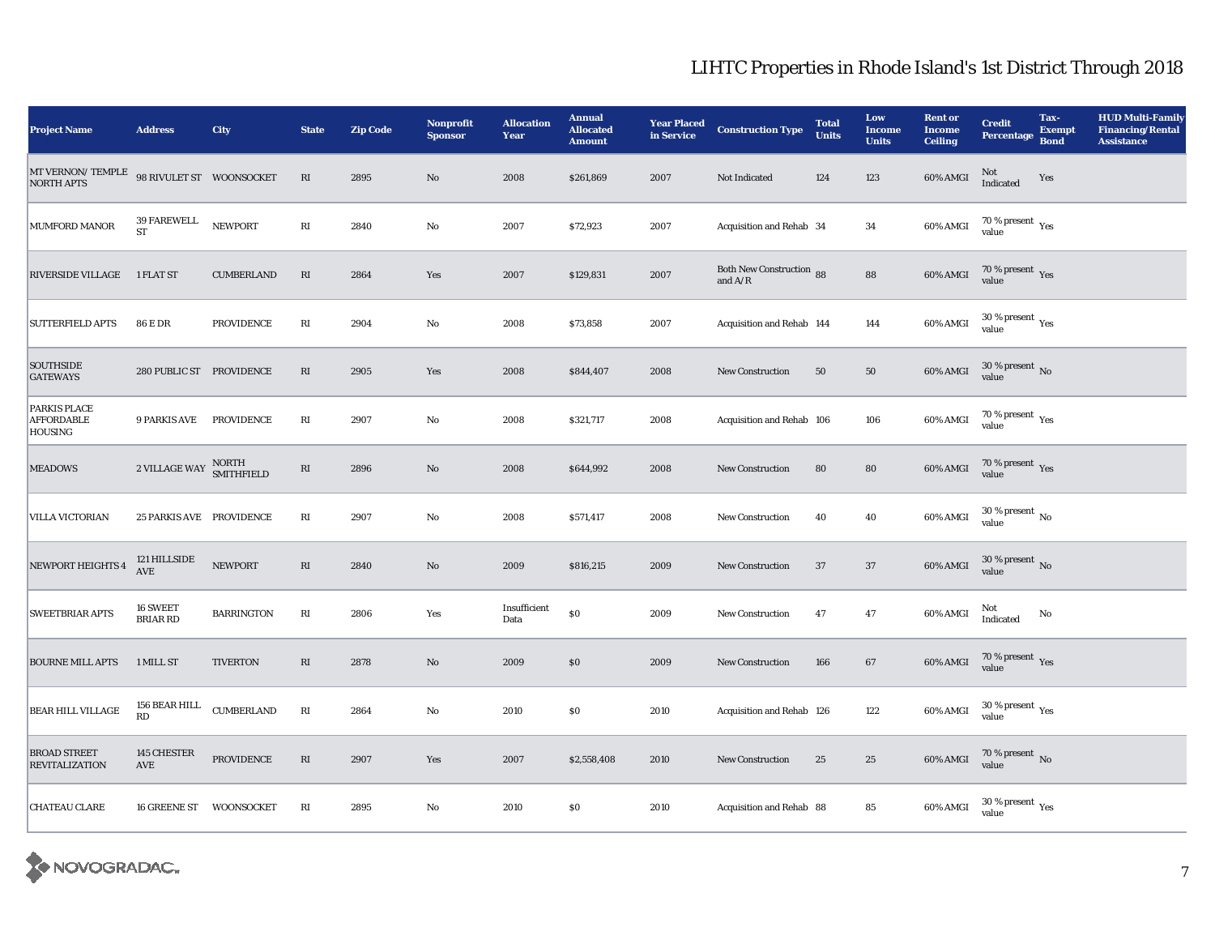# LIHTC Properties in Rhode Island's 1st District Through 2018

| Project Name | Address | City | State | Zip Code | Nonprofit Sponsor | Allocation Year | Annual Allocated Amount | Year Placed in Service | Construction Type | Total Units | Low Income Units | Rent or Income Ceiling | Credit Percentage | Tax-Exempt Bond | HUD Multi-Family Financing/Rental Assistance |
|---|---|---|---|---|---|---|---|---|---|---|---|---|---|---|---|
| MT VERNON/ TEMPLE NORTH APTS | 98 RIVULET ST | WOONSOCKET | RI | 2895 | No | 2008 | $261,869 | 2007 | Not Indicated | 124 | 123 | 60% AMGI | Not Indicated | Yes | |
| MUMFORD MANOR | 39 FAREWELL ST | NEWPORT | RI | 2840 | No | 2007 | $72,923 | 2007 | Acquisition and Rehab | 34 | 34 | 60% AMGI | 70 % present value | Yes | |
| RIVERSIDE VILLAGE | 1 FLAT ST | CUMBERLAND | RI | 2864 | Yes | 2007 | $129,831 | 2007 | Both New Construction and A/R | 88 | 88 | 60% AMGI | 70 % present value | Yes | |
| SUTTERFIELD APTS | 86 E DR | PROVIDENCE | RI | 2904 | No | 2008 | $73,858 | 2007 | Acquisition and Rehab | 144 | 144 | 60% AMGI | 30 % present value | Yes | |
| SOUTHSIDE GATEWAYS | 280 PUBLIC ST | PROVIDENCE | RI | 2905 | Yes | 2008 | $844,407 | 2008 | New Construction | 50 | 50 | 60% AMGI | 30 % present value | No | |
| PARKIS PLACE AFFORDABLE HOUSING | 9 PARKIS AVE | PROVIDENCE | RI | 2907 | No | 2008 | $321,717 | 2008 | Acquisition and Rehab | 106 | 106 | 60% AMGI | 70 % present value | Yes | |
| MEADOWS | 2 VILLAGE WAY | NORTH SMITHFIELD | RI | 2896 | No | 2008 | $644,992 | 2008 | New Construction | 80 | 80 | 60% AMGI | 70 % present value | Yes | |
| VILLA VICTORIAN | 25 PARKIS AVE | PROVIDENCE | RI | 2907 | No | 2008 | $571,417 | 2008 | New Construction | 40 | 40 | 60% AMGI | 30 % present value | No | |
| NEWPORT HEIGHTS 4 | 121 HILLSIDE AVE | NEWPORT | RI | 2840 | No | 2009 | $816,215 | 2009 | New Construction | 37 | 37 | 60% AMGI | 30 % present value | No | |
| SWEETBRIAR APTS | 16 SWEET BRIAR RD | BARRINGTON | RI | 2806 | Yes | Insufficient Data | $0 | 2009 | New Construction | 47 | 47 | 60% AMGI | Not Indicated | No | |
| BOURNE MILL APTS | 1 MILL ST | TIVERTON | RI | 2878 | No | 2009 | $0 | 2009 | New Construction | 166 | 67 | 60% AMGI | 70 % present value | Yes | |
| BEAR HILL VILLAGE | 156 BEAR HILL RD | CUMBERLAND | RI | 2864 | No | 2010 | $0 | 2010 | Acquisition and Rehab | 126 | 122 | 60% AMGI | 30 % present value | Yes | |
| BROAD STREET REVITALIZATION | 145 CHESTER AVE | PROVIDENCE | RI | 2907 | Yes | 2007 | $2,558,408 | 2010 | New Construction | 25 | 25 | 60% AMGI | 70 % present value | No | |
| CHATEAU CLARE | 16 GREENE ST | WOONSOCKET | RI | 2895 | No | 2010 | $0 | 2010 | Acquisition and Rehab | 88 | 85 | 60% AMGI | 30 % present value | Yes | |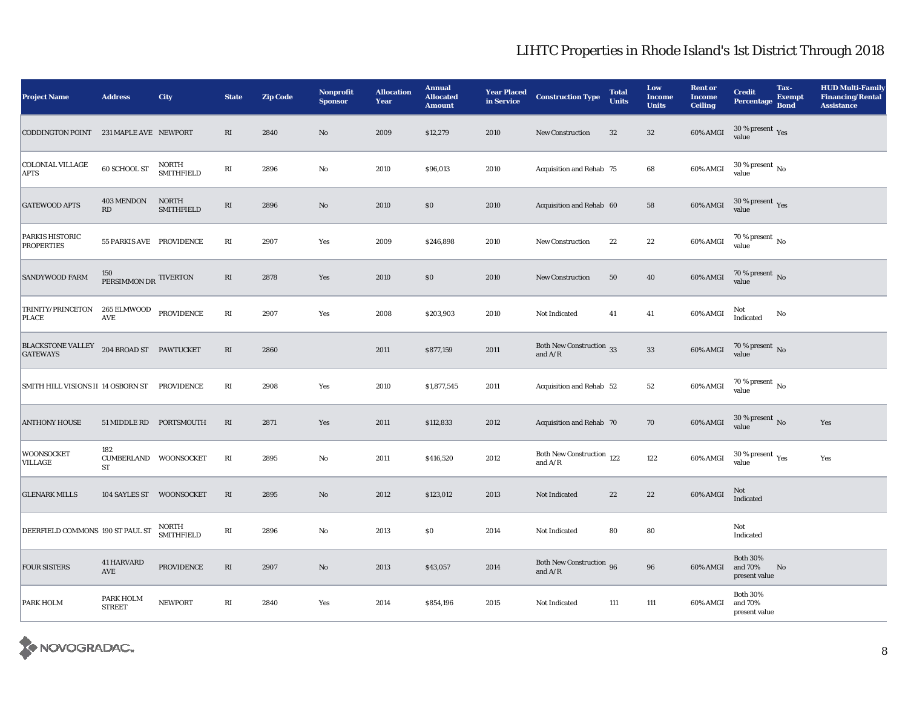# LIHTC Properties in Rhode Island's 1st District Through 2018

| Project Name | Address | City | State | Zip Code | Nonprofit Sponsor | Allocation Year | Annual Allocated Amount | Year Placed in Service | Construction Type | Total Units | Low Income Units | Rent or Income Ceiling | Credit Percentage | Tax-Exempt Bond | HUD Multi-Family Financing/Rental Assistance |
|---|---|---|---|---|---|---|---|---|---|---|---|---|---|---|---|
| CODDINGTON POINT | 231 MAPLE AVE | NEWPORT | RI | 2840 | No | 2009 | $12,279 | 2010 | New Construction | 32 | 32 | 60% AMGI | 30 % present value | Yes | |
| COLONIAL VILLAGE APTS | 60 SCHOOL ST | NORTH SMITHFIELD | RI | 2896 | No | 2010 | $96,013 | 2010 | Acquisition and Rehab | 75 | 68 | 60% AMGI | 30 % present value | No | |
| GATEWOOD APTS | 403 MENDON RD | NORTH SMITHFIELD | RI | 2896 | No | 2010 | $0 | 2010 | Acquisition and Rehab | 60 | 58 | 60% AMGI | 30 % present value | Yes | |
| PARKIS HISTORIC PROPERTIES | 55 PARKIS AVE | PROVIDENCE | RI | 2907 | Yes | 2009 | $246,898 | 2010 | New Construction | 22 | 22 | 60% AMGI | 70 % present value | No | |
| SANDYWOOD FARM | 150 PERSIMMON DR | TIVERTON | RI | 2878 | Yes | 2010 | $0 | 2010 | New Construction | 50 | 40 | 60% AMGI | 70 % present value | No | |
| TRINITY/PRINCETON PLACE | 265 ELMWOOD AVE | PROVIDENCE | RI | 2907 | Yes | 2008 | $203,903 | 2010 | Not Indicated | 41 | 41 | 60% AMGI | Not Indicated | No | |
| BLACKSTONE VALLEY GATEWAYS | 204 BROAD ST | PAWTUCKET | RI | 2860 | | 2011 | $877,159 | 2011 | Both New Construction and A/R | 33 | 33 | 60% AMGI | 70 % present value | No | |
| SMITH HILL VISIONS II | 14 OSBORN ST | PROVIDENCE | RI | 2908 | Yes | 2010 | $1,877,545 | 2011 | Acquisition and Rehab | 52 | 52 | 60% AMGI | 70 % present value | No | |
| ANTHONY HOUSE | 51 MIDDLE RD | PORTSMOUTH | RI | 2871 | Yes | 2011 | $112,833 | 2012 | Acquisition and Rehab | 70 | 70 | 60% AMGI | 30 % present value | No | Yes |
| WOONSOCKET VILLAGE | 182 CUMBERLAND ST | WOONSOCKET | RI | 2895 | No | 2011 | $416,520 | 2012 | Both New Construction and A/R | 122 | 122 | 60% AMGI | 30 % present value | Yes | Yes |
| GLENARK MILLS | 104 SAYLES ST | WOONSOCKET | RI | 2895 | No | 2012 | $123,012 | 2013 | Not Indicated | 22 | 22 | 60% AMGI | Not Indicated | | |
| DEERFIELD COMMONS | 190 ST PAUL ST | NORTH SMITHFIELD | RI | 2896 | No | 2013 | $0 | 2014 | Not Indicated | 80 | 80 | | Not Indicated | | |
| FOUR SISTERS | 41 HARVARD AVE | PROVIDENCE | RI | 2907 | No | 2013 | $43,057 | 2014 | Both New Construction and A/R | 96 | 96 | 60% AMGI | Both 30% and 70% present value | No | |
| PARK HOLM | PARK HOLM STREET | NEWPORT | RI | 2840 | Yes | 2014 | $854,196 | 2015 | Not Indicated | 111 | 111 | 60% AMGI | Both 30% and 70% present value | | |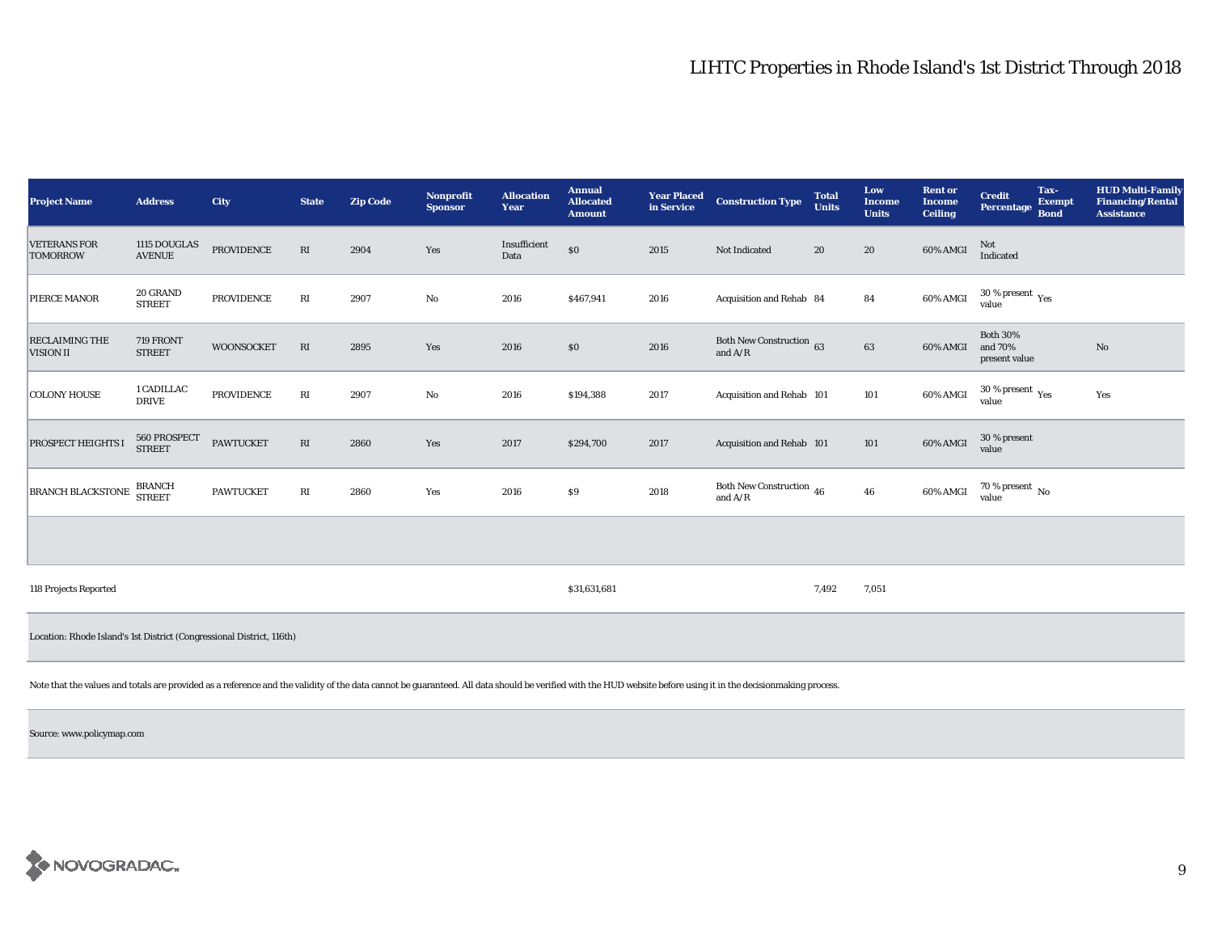# LIHTC Properties in Rhode Island's 1st District Through 2018

| Project Name | Address | City | State | Zip Code | Nonprofit Sponsor | Allocation Year | Annual Allocated Amount | Year Placed in Service | Construction Type | Total Units | Low Income Units | Rent or Income Ceiling | Credit Percentage | Tax-Exempt Bond | HUD Multi-Family Financing/Rental Assistance |
|---|---|---|---|---|---|---|---|---|---|---|---|---|---|---|---|
| VETERANS FOR TOMORROW | 1115 DOUGLAS AVENUE | PROVIDENCE | RI | 2904 | Yes | Insufficient Data | $0 | 2015 | Not Indicated | 20 | 20 | 60% AMGI | Not Indicated | | |
| PIERCE MANOR | 20 GRAND STREET | PROVIDENCE | RI | 2907 | No | 2016 | $467,941 | 2016 | Acquisition and Rehab | 84 | 84 | 60% AMGI | 30 % present value | Yes | |
| RECLAIMING THE VISION II | 719 FRONT STREET | WOONSOCKET | RI | 2895 | Yes | 2016 | $0 | 2016 | Both New Construction and A/R | 63 | 63 | 60% AMGI | Both 30% and 70% present value | | No |
| COLONY HOUSE | 1 CADILLAC DRIVE | PROVIDENCE | RI | 2907 | No | 2016 | $194,388 | 2017 | Acquisition and Rehab | 101 | 101 | 60% AMGI | 30 % present value | Yes | Yes |
| PROSPECT HEIGHTS I | 560 PROSPECT STREET | PAWTUCKET | RI | 2860 | Yes | 2017 | $294,700 | 2017 | Acquisition and Rehab | 101 | 101 | 60% AMGI | 30 % present value | | |
| BRANCH BLACKSTONE | BRANCH STREET | PAWTUCKET | RI | 2860 | Yes | 2016 | $9 | 2018 | Both New Construction and A/R | 46 | 46 | 60% AMGI | 70 % present value | No | |
| 118 Projects Reported | | | | | | | $31,631,681 | | | 7,492 | 7,051 | | | | |

Location: Rhode Island's 1st District (Congressional District, 116th)

Note that the values and totals are provided as a reference and the validity of the data cannot be guaranteed. All data should be verified with the HUD website before using it in the decisionmaking process.

Source: www.policymap.com